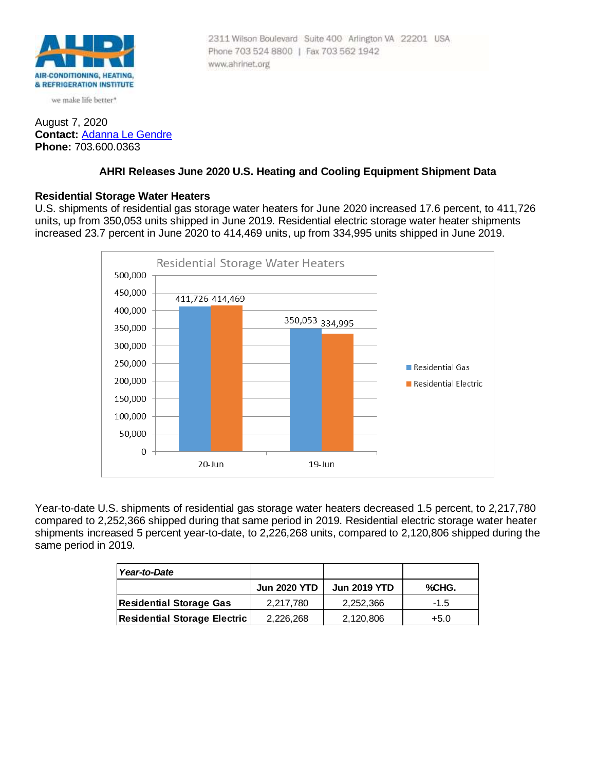AIR-CONDITIONING, HEATING, & REFRIGERATION INSTITUTE

we make life better*

2311 Wilson Boulevard Suite 400 Arlington VA 22201 USA
Phone 703 524 8800 | Fax 703 562 1942
www.ahrinet.org

August 7, 2020
**Contact:** Adanna Le Gendre
**Phone:** 703.600.0363

## AHRI Releases June 2020 U.S. Heating and Cooling Equipment Shipment Data

### Residential Storage Water Heaters

U.S. shipments of residential gas storage water heaters for June 2020 increased 17.6 percent, to 411,726 units, up from 350,053 units shipped in June 2019. Residential electric storage water heater shipments increased 23.7 percent in June 2020 to 414,469 units, up from 334,995 units shipped in June 2019.

Residential Storage Water Heaters

| | Residential Gas | Residential Electric |
|---|---|---|
| 20-Jun | 411,726 | 414,469 |
| 19-Jun | 350,053 | 334,995 |

Year-to-date U.S. shipments of residential gas storage water heaters decreased 1.5 percent, to 2,217,780 compared to 2,252,366 shipped during that same period in 2019. Residential electric storage water heater shipments increased 5 percent year-to-date, to 2,226,268 units, compared to 2,120,806 shipped during the same period in 2019.

| ***Year-to-Date*** | | | |
|---|---|---|---|
| | **Jun 2020 YTD** | **Jun 2019 YTD** | **%CHG.** |
| **Residential Storage Gas** | 2,217,780 | 2,252,366 | -1.5 |
| **Residential Storage Electric** | 2,226,268 | 2,120,806 | +5.0 |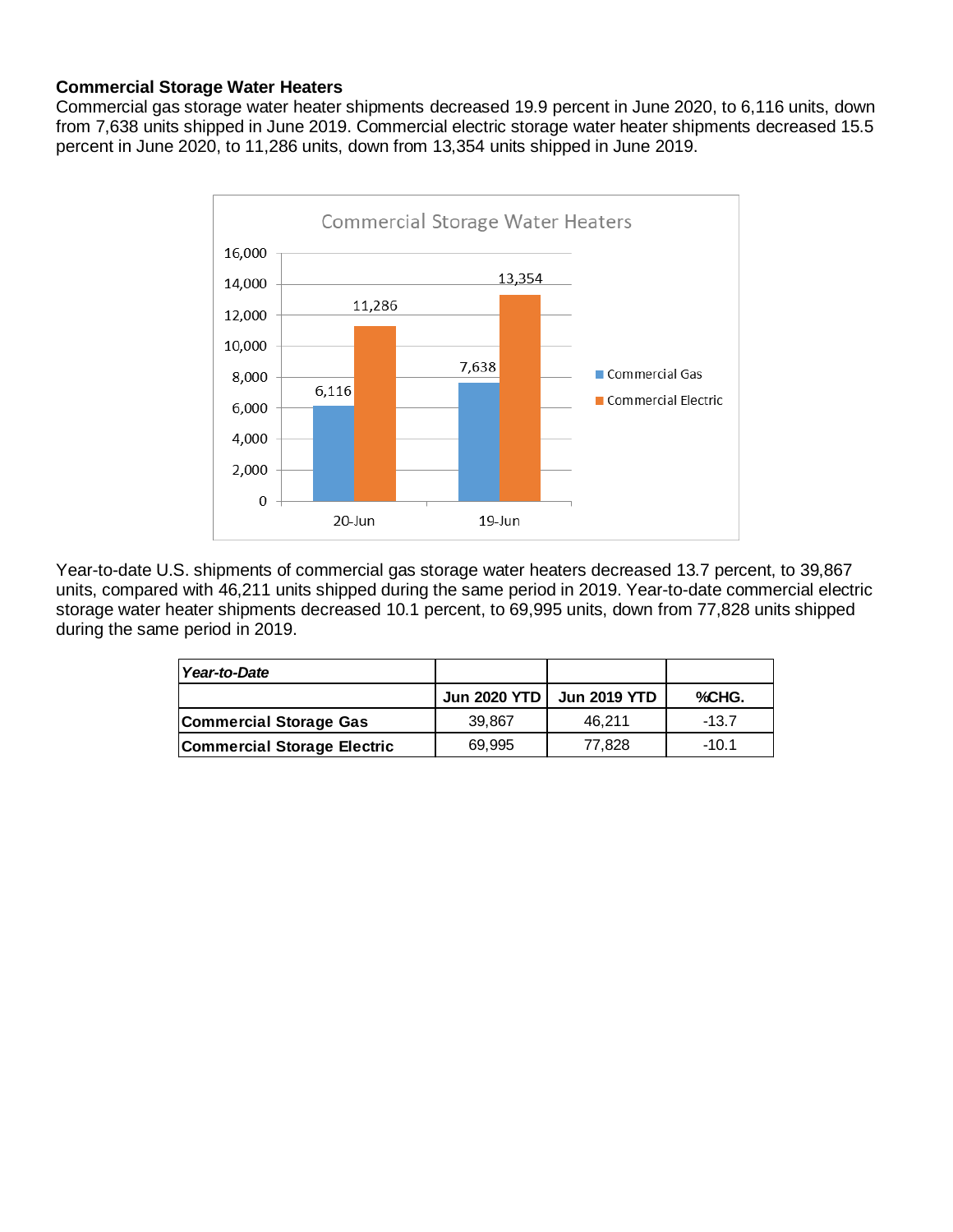**Commercial Storage Water Heaters**

Commercial gas storage water heater shipments decreased 19.9 percent in June 2020, to 6,116 units, down from 7,638 units shipped in June 2019. Commercial electric storage water heater shipments decreased 15.5 percent in June 2020, to 11,286 units, down from 13,354 units shipped in June 2019.

Year-to-date U.S. shipments of commercial gas storage water heaters decreased 13.7 percent, to 39,867 units, compared with 46,211 units shipped during the same period in 2019. Year-to-date commercial electric storage water heater shipments decreased 10.1 percent, to 69,995 units, down from 77,828 units shipped during the same period in 2019.

| *Year-to-Date* | | | |
|---|---|---|---|
| | **Jun 2020 YTD** | **Jun 2019 YTD** | **%CHG.** |
| **Commercial Storage Gas** | 39,867 | 46,211 | -13.7 |
| **Commercial Storage Electric** | 69,995 | 77,828 | -10.1 |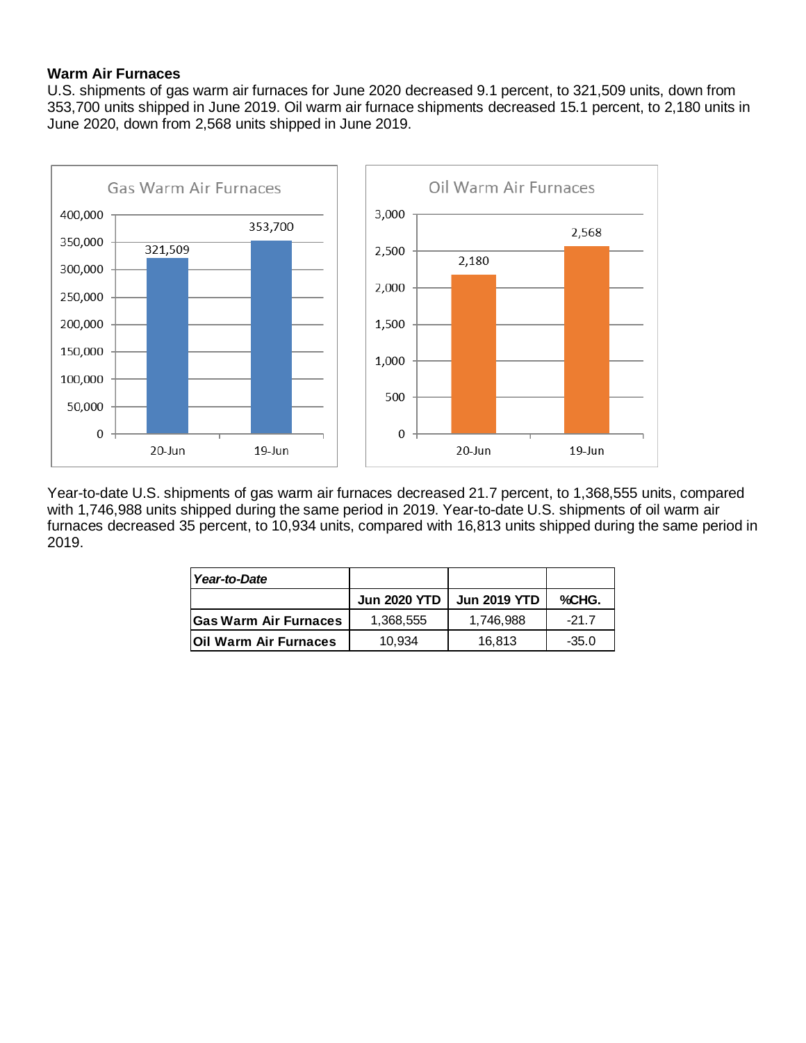## Warm Air Furnaces

U.S. shipments of gas warm air furnaces for June 2020 decreased 9.1 percent, to 321,509 units, down from 353,700 units shipped in June 2019. Oil warm air furnace shipments decreased 15.1 percent, to 2,180 units in June 2020, down from 2,568 units shipped in June 2019.

Year-to-date U.S. shipments of gas warm air furnaces decreased 21.7 percent, to 1,368,555 units, compared with 1,746,988 units shipped during the same period in 2019. Year-to-date U.S. shipments of oil warm air furnaces decreased 35 percent, to 10,934 units, compared with 16,813 units shipped during the same period in 2019.

| ***Year-to-Date*** | | | |
|---|---|---|---|
| | **Jun 2020 YTD** | **Jun 2019 YTD** | **%CHG.** |
| **Gas Warm Air Furnaces** | 1,368,555 | 1,746,988 | -21.7 |
| **Oil Warm Air Furnaces** | 10,934 | 16,813 | -35.0 |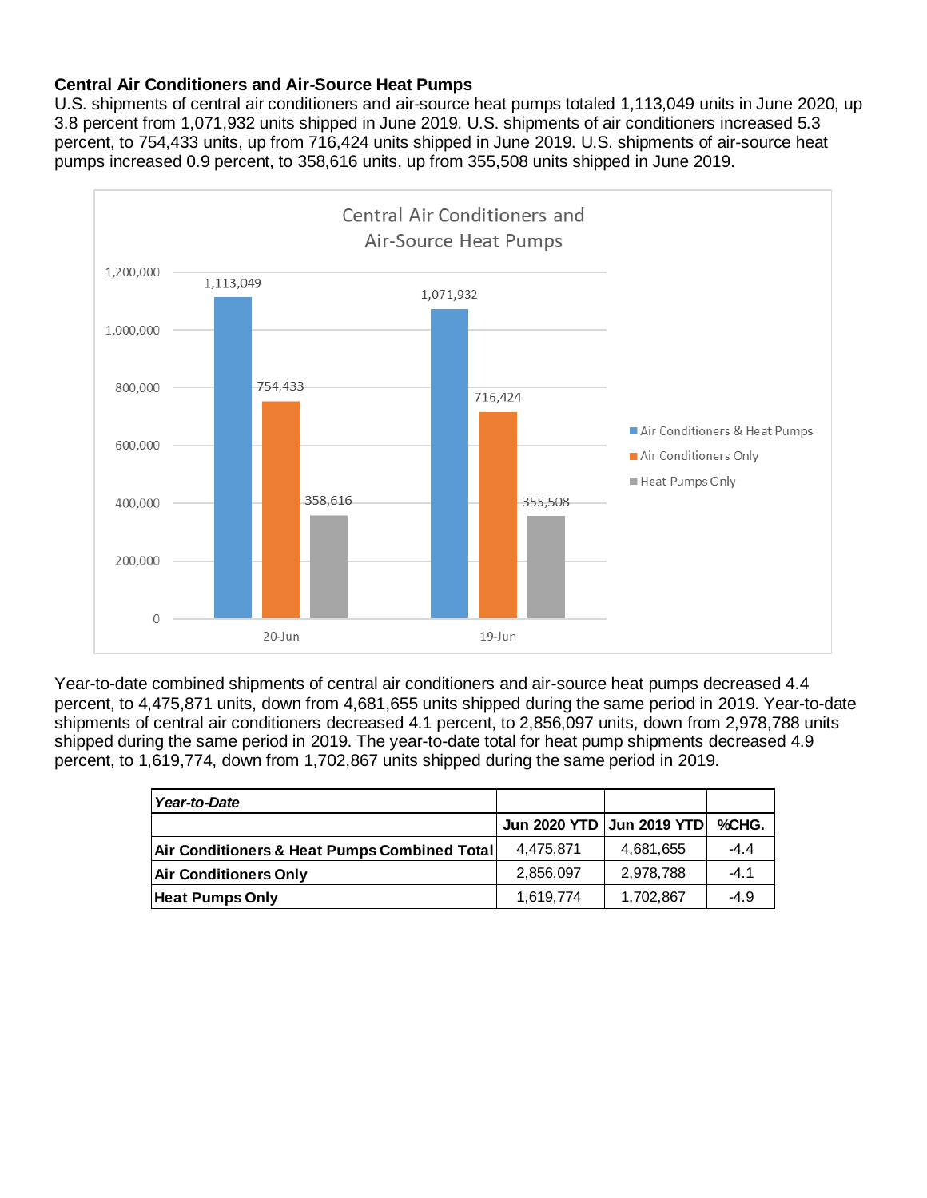**Central Air Conditioners and Air-Source Heat Pumps**

U.S. shipments of central air conditioners and air-source heat pumps totaled 1,113,049 units in June 2020, up 3.8 percent from 1,071,932 units shipped in June 2019. U.S. shipments of air conditioners increased 5.3 percent, to 754,433 units, up from 716,424 units shipped in June 2019. U.S. shipments of air-source heat pumps increased 0.9 percent, to 358,616 units, up from 355,508 units shipped in June 2019.

Central Air Conditioners and Air-Source Heat Pumps

| | Air Conditioners & Heat Pumps | Air Conditioners Only | Heat Pumps Only |
|---|---|---|---|
| 20-Jun | 1,113,049 | 754,433 | 358,616 |
| 19-Jun | 1,071,932 | 716,424 | 355,508 |

Year-to-date combined shipments of central air conditioners and air-source heat pumps decreased 4.4 percent, to 4,475,871 units, down from 4,681,655 units shipped during the same period in 2019. Year-to-date shipments of central air conditioners decreased 4.1 percent, to 2,856,097 units, down from 2,978,788 units shipped during the same period in 2019. The year-to-date total for heat pump shipments decreased 4.9 percent, to 1,619,774, down from 1,702,867 units shipped during the same period in 2019.

| ***Year-to-Date*** | | | |
|---|---|---|---|
| | **Jun 2020 YTD** | **Jun 2019 YTD** | **%CHG.** |
| **Air Conditioners & Heat Pumps Combined Total** | 4,475,871 | 4,681,655 | -4.4 |
| **Air Conditioners Only** | 2,856,097 | 2,978,788 | -4.1 |
| **Heat Pumps Only** | 1,619,774 | 1,702,867 | -4.9 |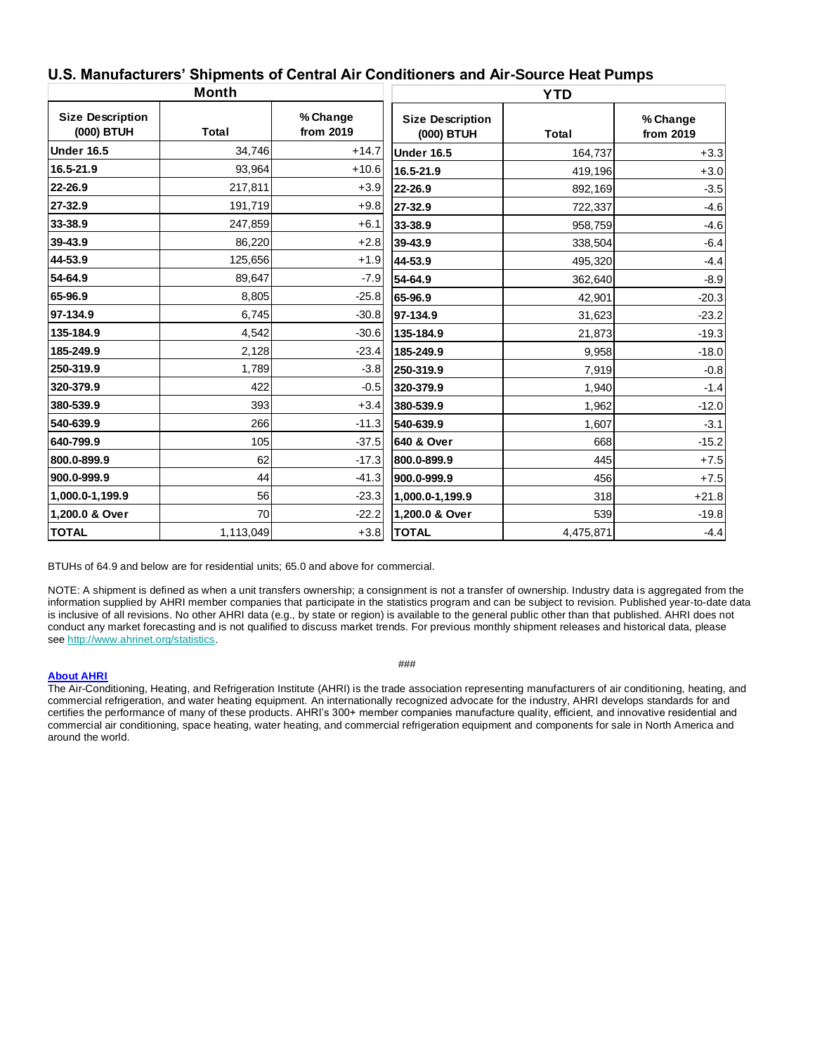## U.S. Manufacturers' Shipments of Central Air Conditioners and Air-Source Heat Pumps

| Month | | | YTD | | |
|---|---|---|---|---|---|
| **Size Description (000) BTUH** | **Total** | **% Change from 2019** | **Size Description (000) BTUH** | **Total** | **% Change from 2019** |
| **Under 16.5** | 34,746 | +14.7 | **Under 16.5** | 164,737 | +3.3 |
| **16.5-21.9** | 93,964 | +10.6 | **16.5-21.9** | 419,196 | +3.0 |
| **22-26.9** | 217,811 | +3.9 | **22-26.9** | 892,169 | -3.5 |
| **27-32.9** | 191,719 | +9.8 | **27-32.9** | 722,337 | -4.6 |
| **33-38.9** | 247,859 | +6.1 | **33-38.9** | 958,759 | -4.6 |
| **39-43.9** | 86,220 | +2.8 | **39-43.9** | 338,504 | -6.4 |
| **44-53.9** | 125,656 | +1.9 | **44-53.9** | 495,320 | -4.4 |
| **54-64.9** | 89,647 | -7.9 | **54-64.9** | 362,640 | -8.9 |
| **65-96.9** | 8,805 | -25.8 | **65-96.9** | 42,901 | -20.3 |
| **97-134.9** | 6,745 | -30.8 | **97-134.9** | 31,623 | -23.2 |
| **135-184.9** | 4,542 | -30.6 | **135-184.9** | 21,873 | -19.3 |
| **185-249.9** | 2,128 | -23.4 | **185-249.9** | 9,958 | -18.0 |
| **250-319.9** | 1,789 | -3.8 | **250-319.9** | 7,919 | -0.8 |
| **320-379.9** | 422 | -0.5 | **320-379.9** | 1,940 | -1.4 |
| **380-539.9** | 393 | +3.4 | **380-539.9** | 1,962 | -12.0 |
| **540-639.9** | 266 | -11.3 | **540-639.9** | 1,607 | -3.1 |
| **640-799.9** | 105 | -37.5 | **640 & Over** | 668 | -15.2 |
| **800.0-899.9** | 62 | -17.3 | **800.0-899.9** | 445 | +7.5 |
| **900.0-999.9** | 44 | -41.3 | **900.0-999.9** | 456 | +7.5 |
| **1,000.0-1,199.9** | 56 | -23.3 | **1,000.0-1,199.9** | 318 | +21.8 |
| **1,200.0 & Over** | 70 | -22.2 | **1,200.0 & Over** | 539 | -19.8 |
| **TOTAL** | 1,113,049 | +3.8 | **TOTAL** | 4,475,871 | -4.4 |

BTUHs of 64.9 and below are for residential units; 65.0 and above for commercial.

NOTE: A shipment is defined as when a unit transfers ownership; a consignment is not a transfer of ownership. Industry data is aggregated from the information supplied by AHRI member companies that participate in the statistics program and can be subject to revision. Published year-to-date data is inclusive of all revisions. No other AHRI data (e.g., by state or region) is available to the general public other than that published. AHRI does not conduct any market forecasting and is not qualified to discuss market trends. For previous monthly shipment releases and historical data, please see http://www.ahrinet.org/statistics.

###

**About AHRI**

The Air-Conditioning, Heating, and Refrigeration Institute (AHRI) is the trade association representing manufacturers of air conditioning, heating, and commercial refrigeration, and water heating equipment. An internationally recognized advocate for the industry, AHRI develops standards for and certifies the performance of many of these products. AHRI's 300+ member companies manufacture quality, efficient, and innovative residential and commercial air conditioning, space heating, water heating, and commercial refrigeration equipment and components for sale in North America and around the world.